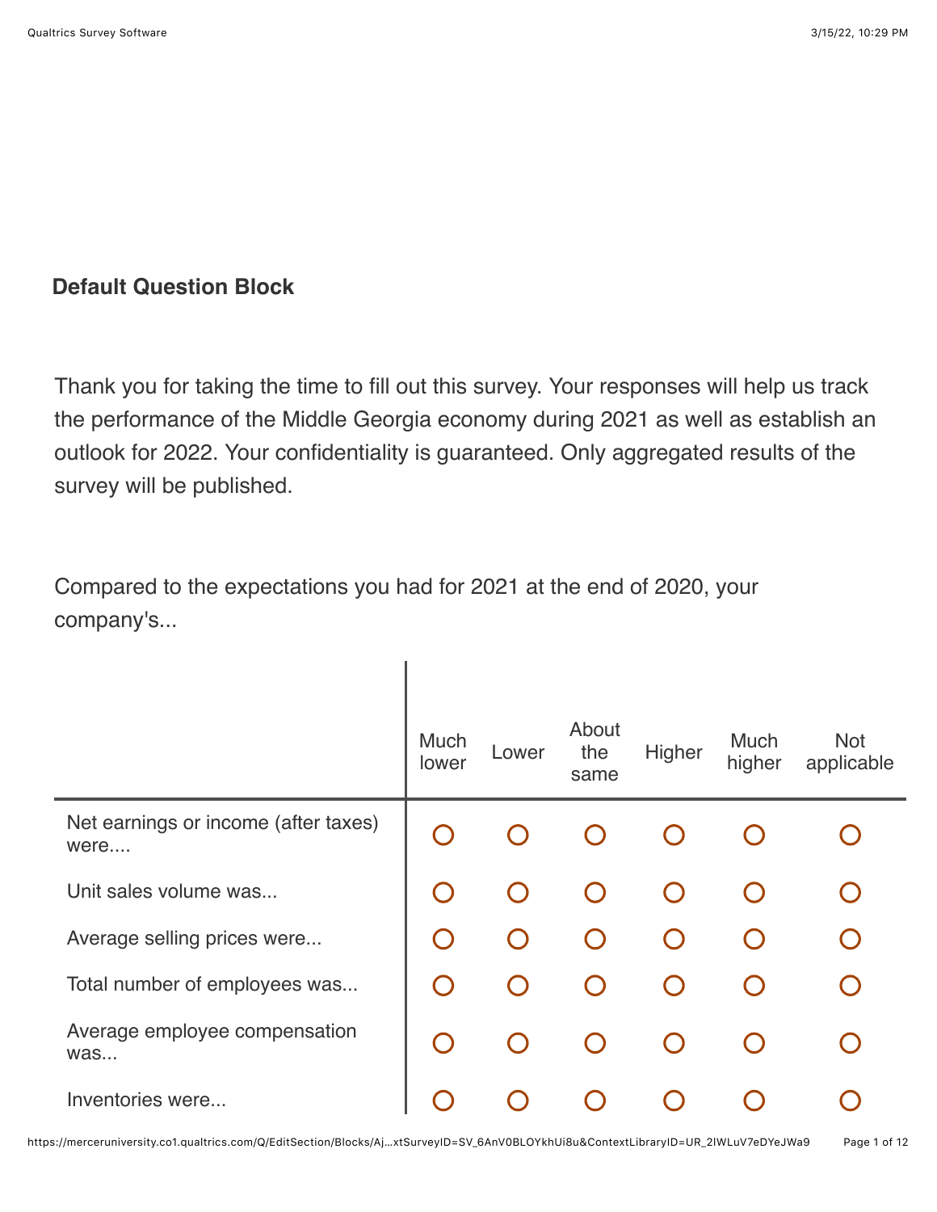## Default Question Block

Thank you for taking the time to fill out this survey. Your responses will help us track the performance of the Middle Georgia economy during 2021 as well as establish an outlook for 2022. Your confidentiality is guaranteed. Only aggregated results of the survey will be published.

Compared to the expectations you had for 2021 at the end of 2020, your company's...

| | Much lower | Lower | About the same | Higher | Much higher | Not applicable |
|---|---|---|---|---|---|---|
| Net earnings or income (after taxes) were.... | ○ | ○ | ○ | ○ | ○ | ○ |
| Unit sales volume was... | ○ | ○ | ○ | ○ | ○ | ○ |
| Average selling prices were... | ○ | ○ | ○ | ○ | ○ | ○ |
| Total number of employees was... | ○ | ○ | ○ | ○ | ○ | ○ |
| Average employee compensation was... | ○ | ○ | ○ | ○ | ○ | ○ |
| Inventories were... | ○ | ○ | ○ | ○ | ○ | ○ |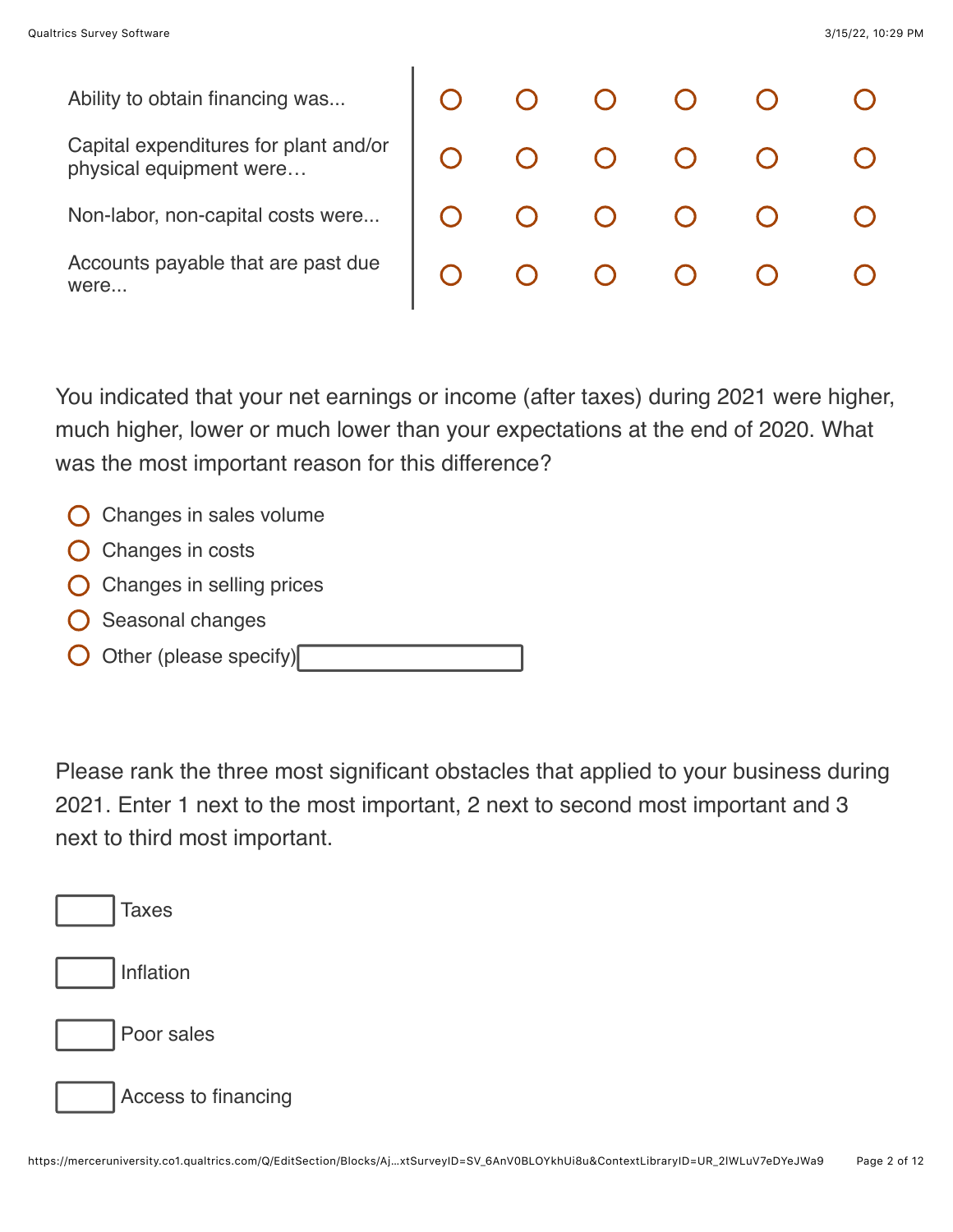| | | | | | | |
|---|---|---|---|---|---|---|
| Ability to obtain financing was... | ○ | ○ | ○ | ○ | ○ | ○ |
| Capital expenditures for plant and/or physical equipment were… | ○ | ○ | ○ | ○ | ○ | ○ |
| Non-labor, non-capital costs were... | ○ | ○ | ○ | ○ | ○ | ○ |
| Accounts payable that are past due were... | ○ | ○ | ○ | ○ | ○ | ○ |

You indicated that your net earnings or income (after taxes) during 2021 were higher, much higher, lower or much lower than your expectations at the end of 2020. What was the most important reason for this difference?

- ○ Changes in sales volume
- ○ Changes in costs
- ○ Changes in selling prices
- ○ Seasonal changes
- ○ Other (please specify) ________

Please rank the three most significant obstacles that applied to your business during 2021. Enter 1 next to the most important, 2 next to second most important and 3 next to third most important.

- [ ] Taxes
- [ ] Inflation
- [ ] Poor sales
- [ ] Access to financing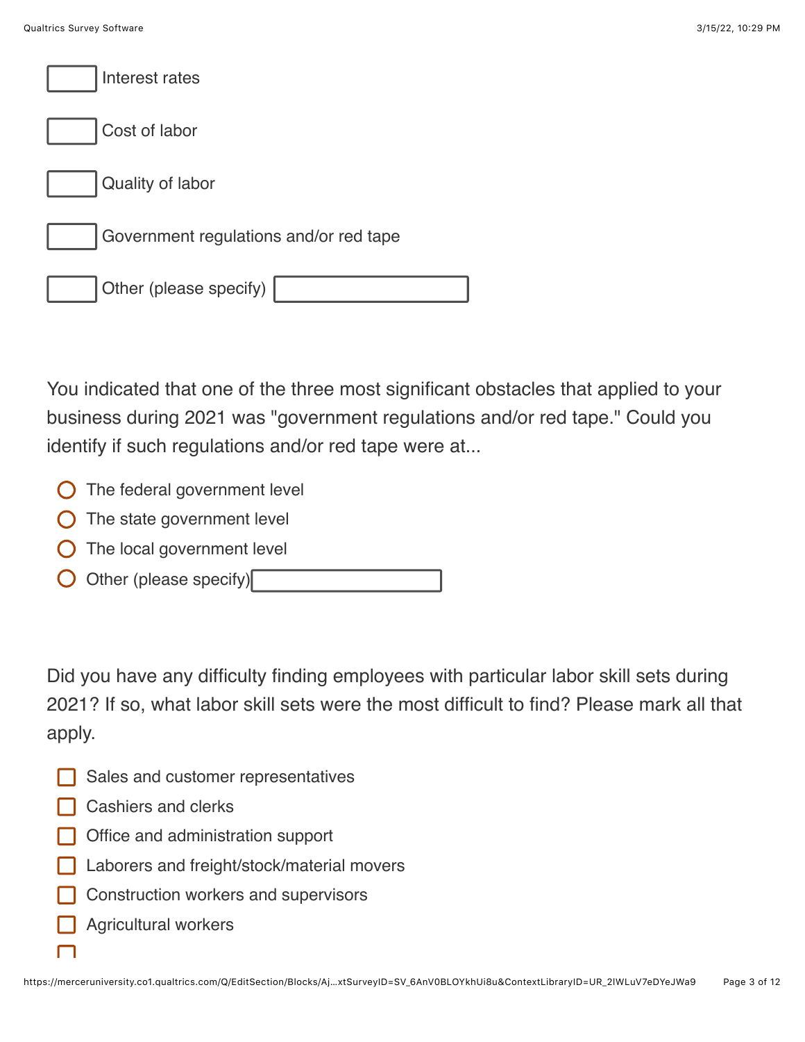- [ ] Interest rates
- [ ] Cost of labor
- [ ] Quality of labor
- [ ] Government regulations and/or red tape
- [ ] Other (please specify) \_\_\_\_\_\_\_\_\_\_

You indicated that one of the three most significant obstacles that applied to your business during 2021 was "government regulations and/or red tape." Could you identify if such regulations and/or red tape were at...

- ○ The federal government level
- ○ The state government level
- ○ The local government level
- ○ Other (please specify) \_\_\_\_\_\_\_\_\_\_

Did you have any difficulty finding employees with particular labor skill sets during 2021? If so, what labor skill sets were the most difficult to find? Please mark all that apply.

- [ ] Sales and customer representatives
- [ ] Cashiers and clerks
- [ ] Office and administration support
- [ ] Laborers and freight/stock/material movers
- [ ] Construction workers and supervisors
- [ ] Agricultural workers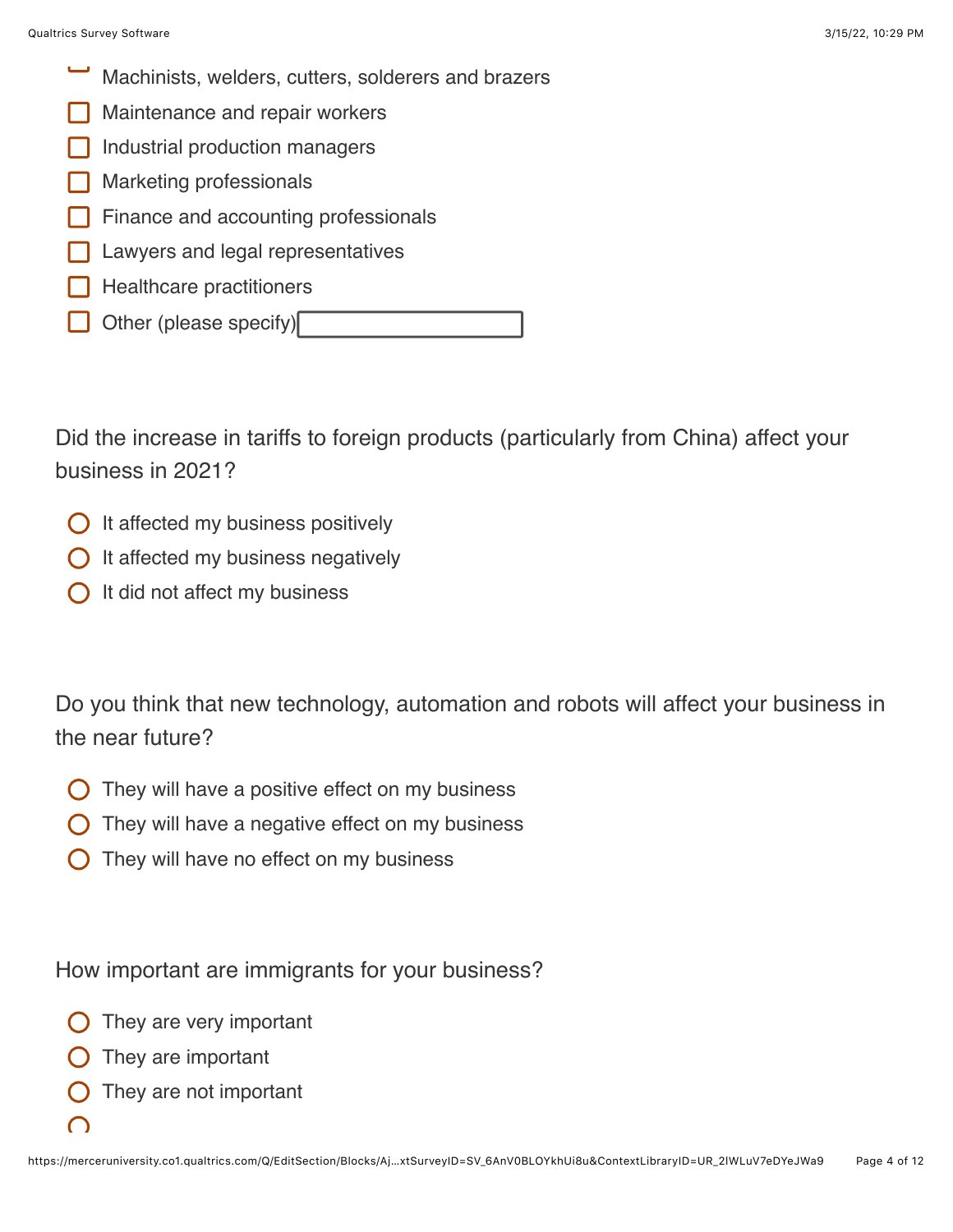- [ ] Machinists, welders, cutters, solderers and brazers
- [ ] Maintenance and repair workers
- [ ] Industrial production managers
- [ ] Marketing professionals
- [ ] Finance and accounting professionals
- [ ] Lawyers and legal representatives
- [ ] Healthcare practitioners
- [ ] Other (please specify) \_\_\_\_\_\_\_\_\_\_

Did the increase in tariffs to foreign products (particularly from China) affect your business in 2021?

- ○ It affected my business positively
- ○ It affected my business negatively
- ○ It did not affect my business

Do you think that new technology, automation and robots will affect your business in the near future?

- ○ They will have a positive effect on my business
- ○ They will have a negative effect on my business
- ○ They will have no effect on my business

How important are immigrants for your business?

- ○ They are very important
- ○ They are important
- ○ They are not important
- ○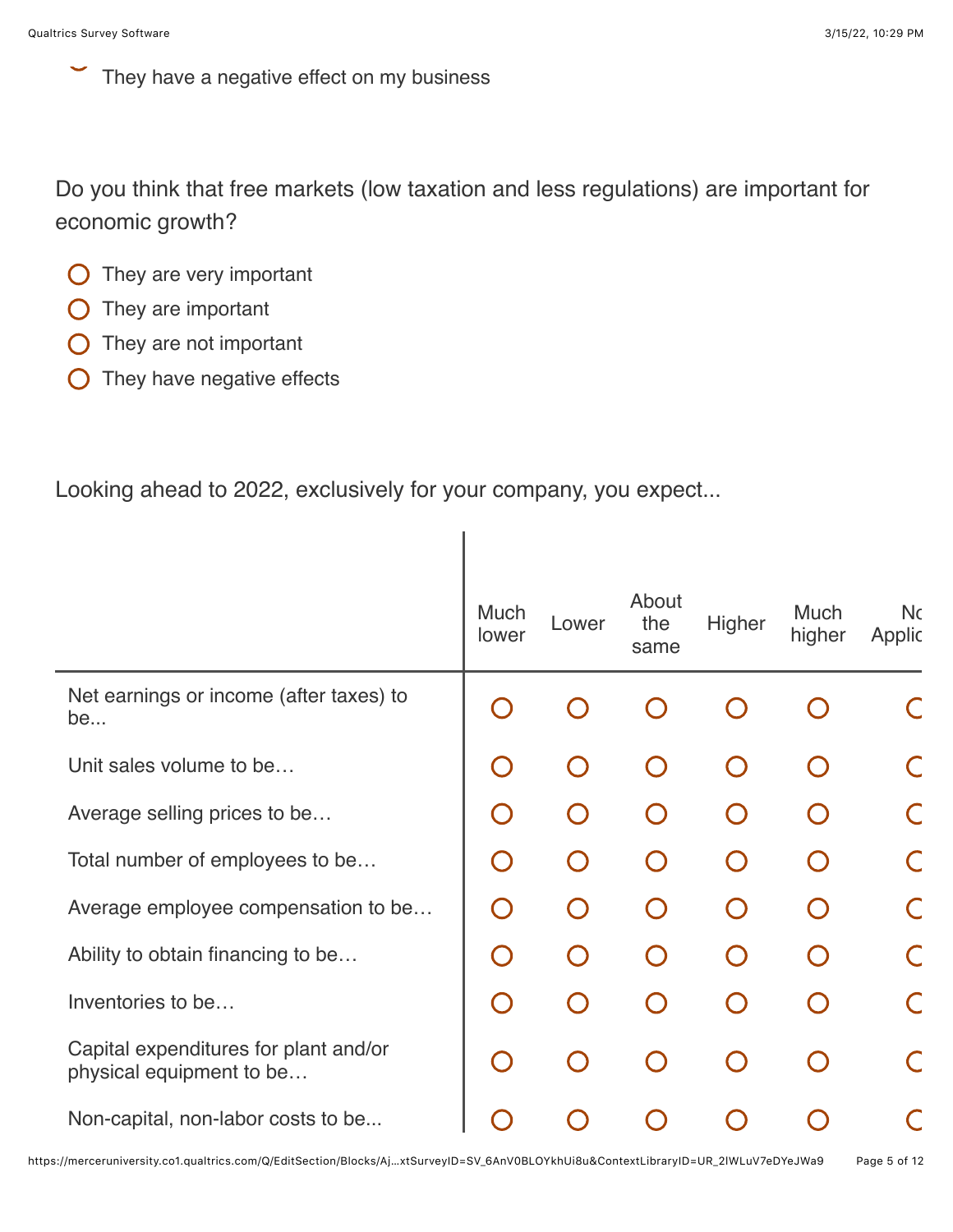- They have a negative effect on my business

Do you think that free markets (low taxation and less regulations) are important for economic growth?

- They are very important
- They are important
- They are not important
- They have negative effects

Looking ahead to 2022, exclusively for your company, you expect...

| | Much lower | Lower | About the same | Higher | Much higher | No Applic |
|---|---|---|---|---|---|---|
| Net earnings or income (after taxes) to be... | ○ | ○ | ○ | ○ | ○ | ○ |
| Unit sales volume to be… | ○ | ○ | ○ | ○ | ○ | ○ |
| Average selling prices to be… | ○ | ○ | ○ | ○ | ○ | ○ |
| Total number of employees to be… | ○ | ○ | ○ | ○ | ○ | ○ |
| Average employee compensation to be… | ○ | ○ | ○ | ○ | ○ | ○ |
| Ability to obtain financing to be… | ○ | ○ | ○ | ○ | ○ | ○ |
| Inventories to be… | ○ | ○ | ○ | ○ | ○ | ○ |
| Capital expenditures for plant and/or physical equipment to be… | ○ | ○ | ○ | ○ | ○ | ○ |
| Non-capital, non-labor costs to be... | ○ | ○ | ○ | ○ | ○ | ○ |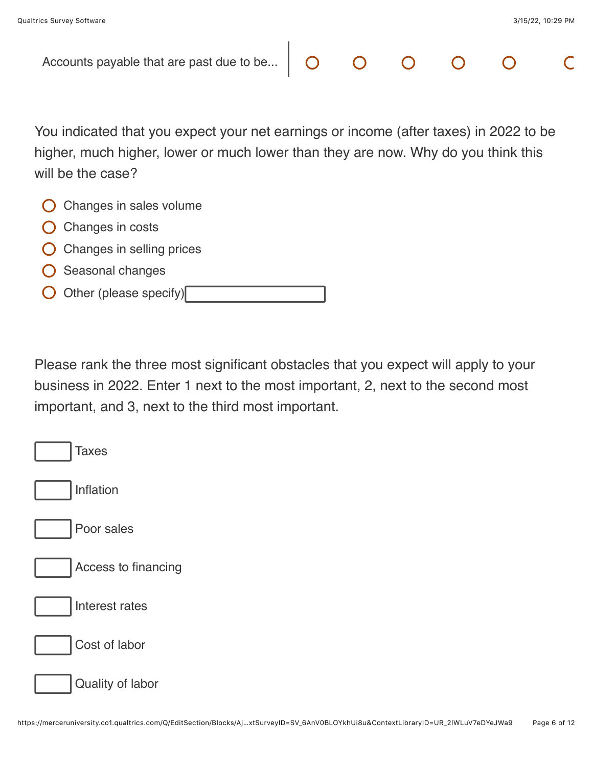| | | | | | | |
|---|---|---|---|---|---|---|
| Accounts payable that are past due to be... | ○ | ○ | ○ | ○ | ○ | ○ |

You indicated that you expect your net earnings or income (after taxes) in 2022 to be higher, much higher, lower or much lower than they are now. Why do you think this will be the case?

- ○ Changes in sales volume
- ○ Changes in costs
- ○ Changes in selling prices
- ○ Seasonal changes
- ○ Other (please specify) ______

Please rank the three most significant obstacles that you expect will apply to your business in 2022. Enter 1 next to the most important, 2, next to the second most important, and 3, next to the third most important.

- [ ] Taxes
- [ ] Inflation
- [ ] Poor sales
- [ ] Access to financing
- [ ] Interest rates
- [ ] Cost of labor
- [ ] Quality of labor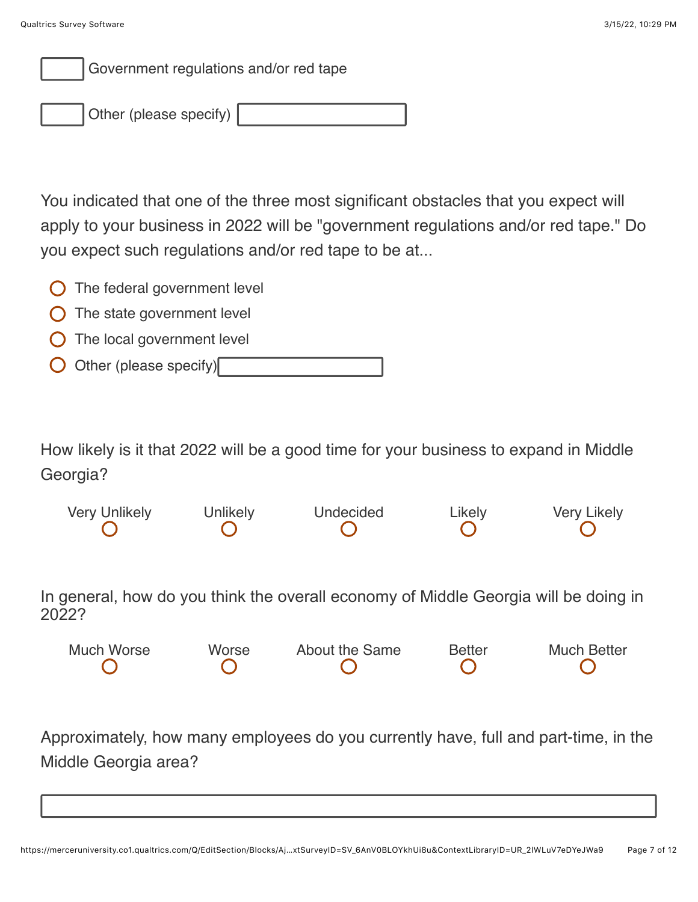- [ ] Government regulations and/or red tape
- [ ] Other (please specify) ______________

You indicated that one of the three most significant obstacles that you expect will apply to your business in 2022 will be "government regulations and/or red tape." Do you expect such regulations and/or red tape to be at...

- ○ The federal government level
- ○ The state government level
- ○ The local government level
- ○ Other (please specify) ______________

How likely is it that 2022 will be a good time for your business to expand in Middle Georgia?

| Very Unlikely | Unlikely | Undecided | Likely | Very Likely |
| --- | --- | --- | --- | --- |
| ○ | ○ | ○ | ○ | ○ |

In general, how do you think the overall economy of Middle Georgia will be doing in 2022?

| Much Worse | Worse | About the Same | Better | Much Better |
| --- | --- | --- | --- | --- |
| ○ | ○ | ○ | ○ | ○ |

Approximately, how many employees do you currently have, full and part-time, in the Middle Georgia area?

______________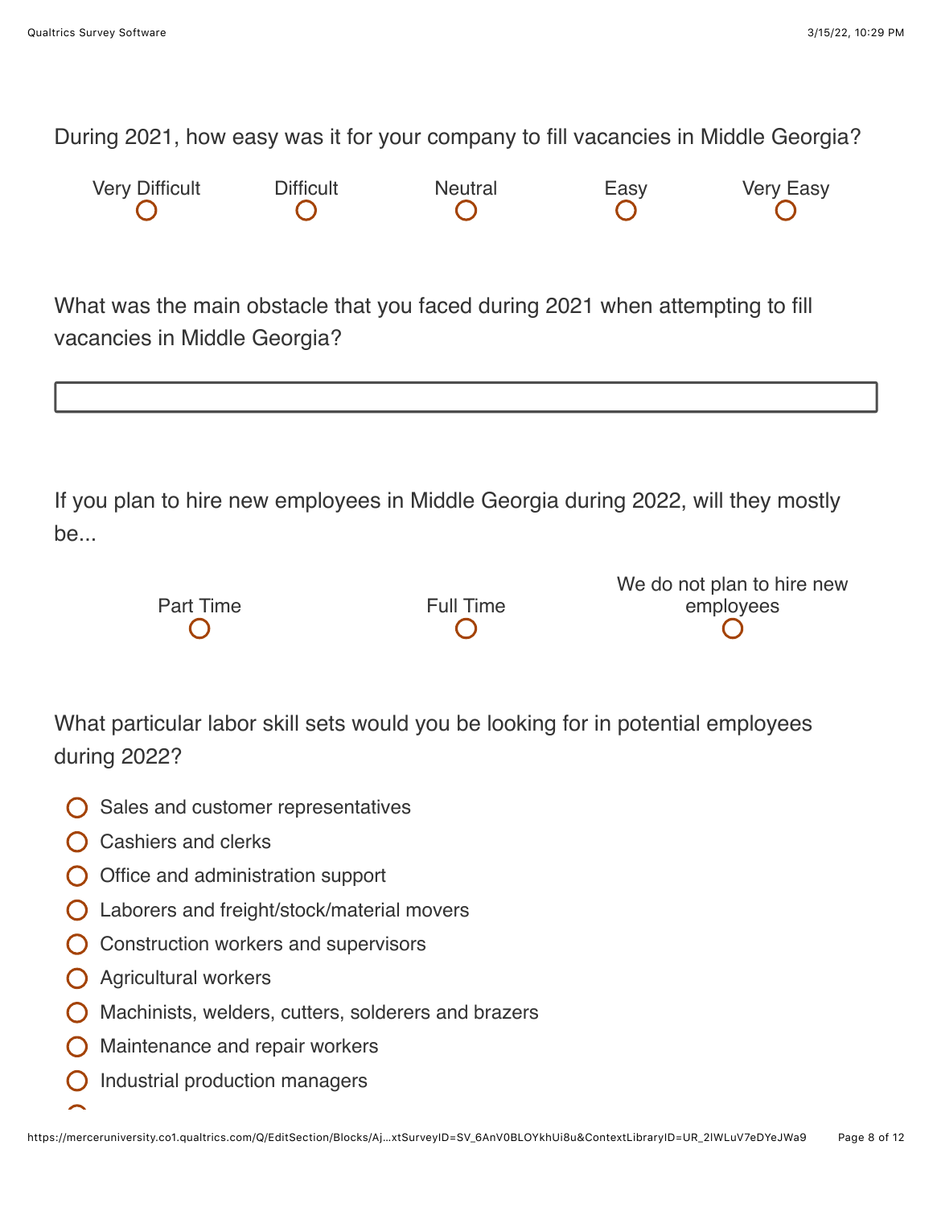During 2021, how easy was it for your company to fill vacancies in Middle Georgia?

| Very Difficult | Difficult | Neutral | Easy | Very Easy |
| --- | --- | --- | --- | --- |
| ○ | ○ | ○ | ○ | ○ |

What was the main obstacle that you faced during 2021 when attempting to fill vacancies in Middle Georgia?

\_\_\_\_\_\_\_\_\_\_\_\_\_\_\_\_\_\_\_\_\_\_\_\_\_\_\_\_\_\_\_\_\_\_\_\_\_\_\_\_

If you plan to hire new employees in Middle Georgia during 2022, will they mostly be...

| Part Time | Full Time | We do not plan to hire new employees |
| --- | --- | --- |
| ○ | ○ | ○ |

What particular labor skill sets would you be looking for in potential employees during 2022?

- ○ Sales and customer representatives
- ○ Cashiers and clerks
- ○ Office and administration support
- ○ Laborers and freight/stock/material movers
- ○ Construction workers and supervisors
- ○ Agricultural workers
- ○ Machinists, welders, cutters, solderers and brazers
- ○ Maintenance and repair workers
- ○ Industrial production managers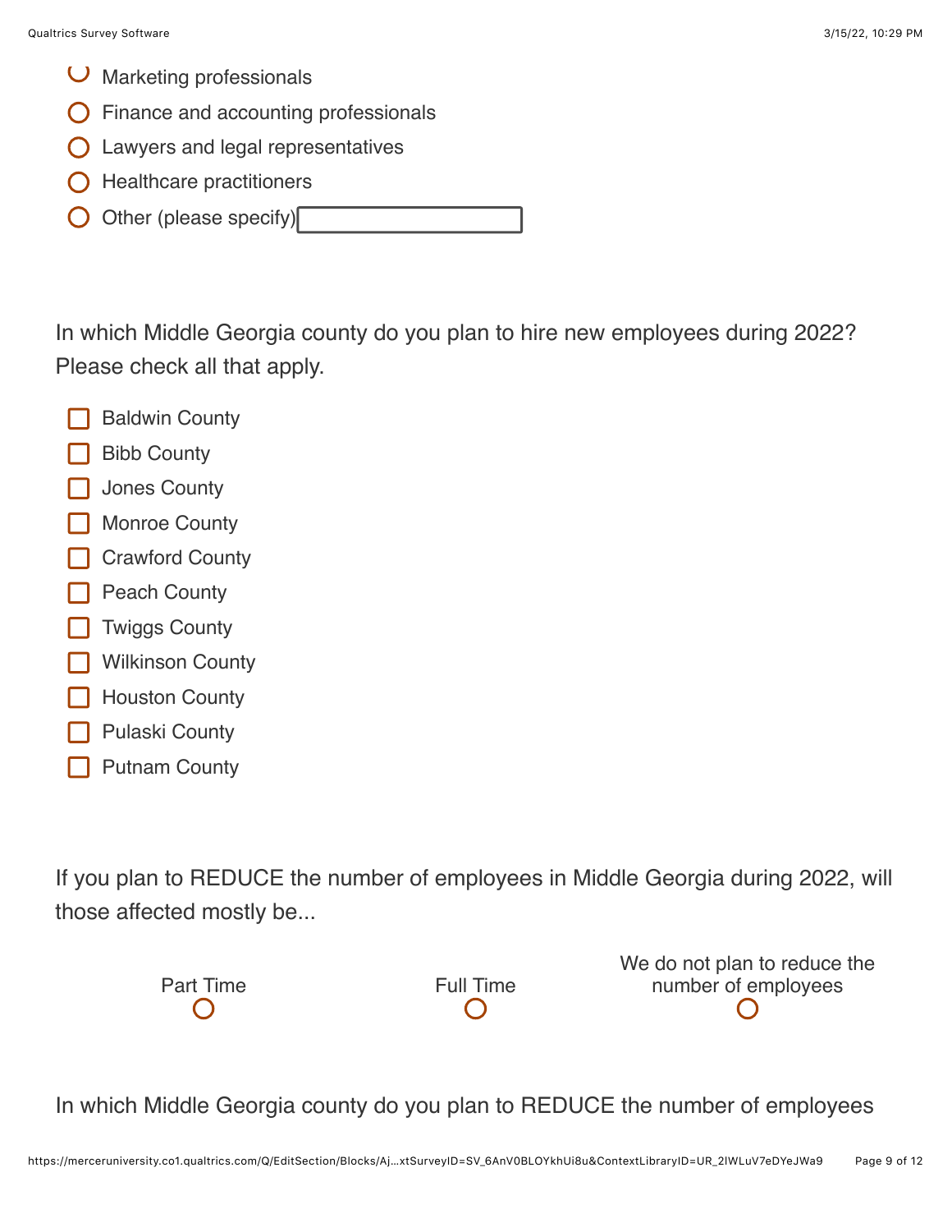- Marketing professionals
- Finance and accounting professionals
- Lawyers and legal representatives
- Healthcare practitioners
- Other (please specify) \_\_\_\_\_\_\_\_\_\_

In which Middle Georgia county do you plan to hire new employees during 2022? Please check all that apply.

- Baldwin County
- Bibb County
- Jones County
- Monroe County
- Crawford County
- Peach County
- Twiggs County
- Wilkinson County
- Houston County
- Pulaski County
- Putnam County

If you plan to REDUCE the number of employees in Middle Georgia during 2022, will those affected mostly be...

| Part Time | Full Time | We do not plan to reduce the number of employees |
| --- | --- | --- |
| ○ | ○ | ○ |

In which Middle Georgia county do you plan to REDUCE the number of employees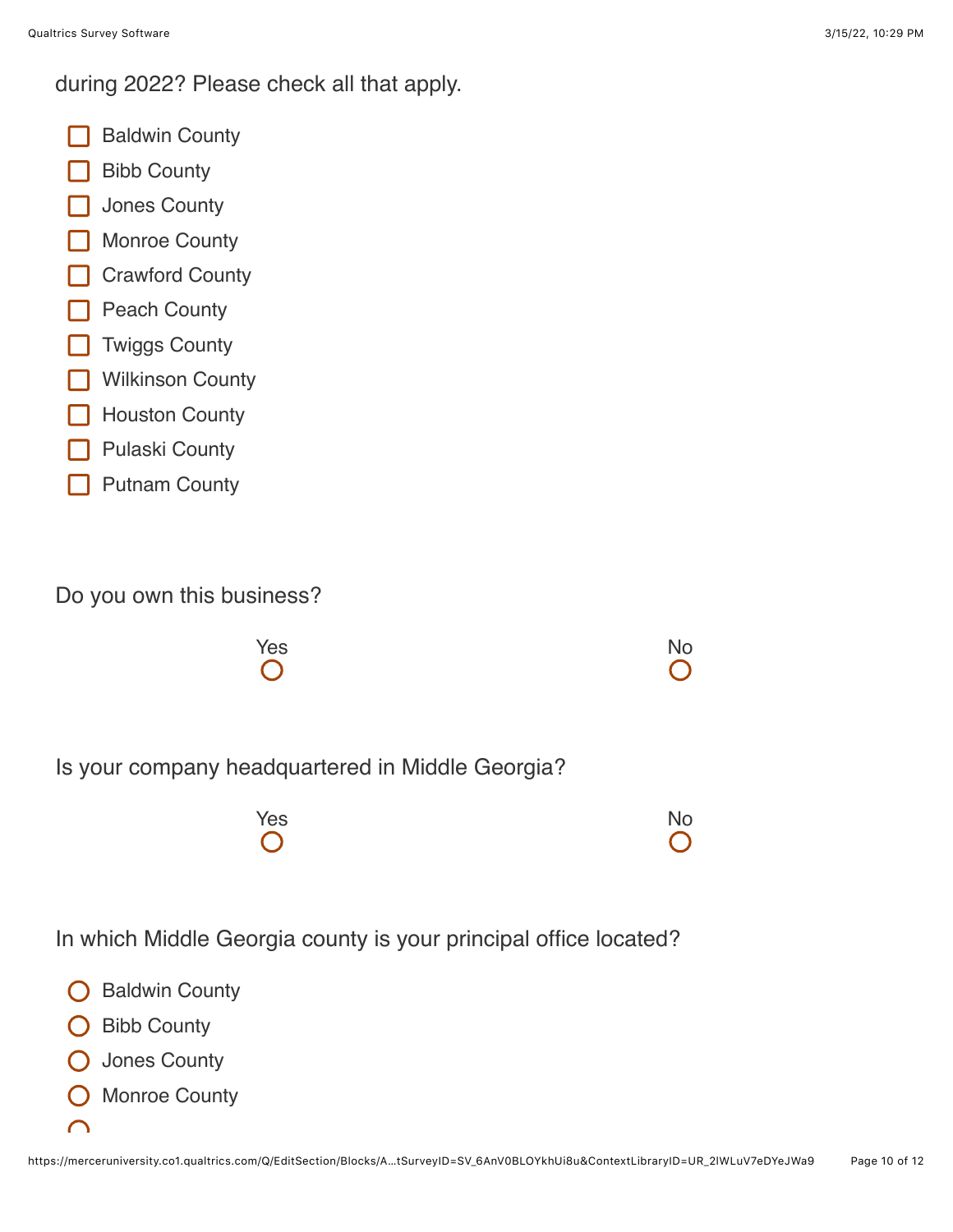during 2022? Please check all that apply.

- [ ] Baldwin County
- [ ] Bibb County
- [ ] Jones County
- [ ] Monroe County
- [ ] Crawford County
- [ ] Peach County
- [ ] Twiggs County
- [ ] Wilkinson County
- [ ] Houston County
- [ ] Pulaski County
- [ ] Putnam County

Do you own this business?

| Yes | No |
|---|---|
| ○ | ○ |

Is your company headquartered in Middle Georgia?

| Yes | No |
|---|---|
| ○ | ○ |

In which Middle Georgia county is your principal office located?

- ○ Baldwin County
- ○ Bibb County
- ○ Jones County
- ○ Monroe County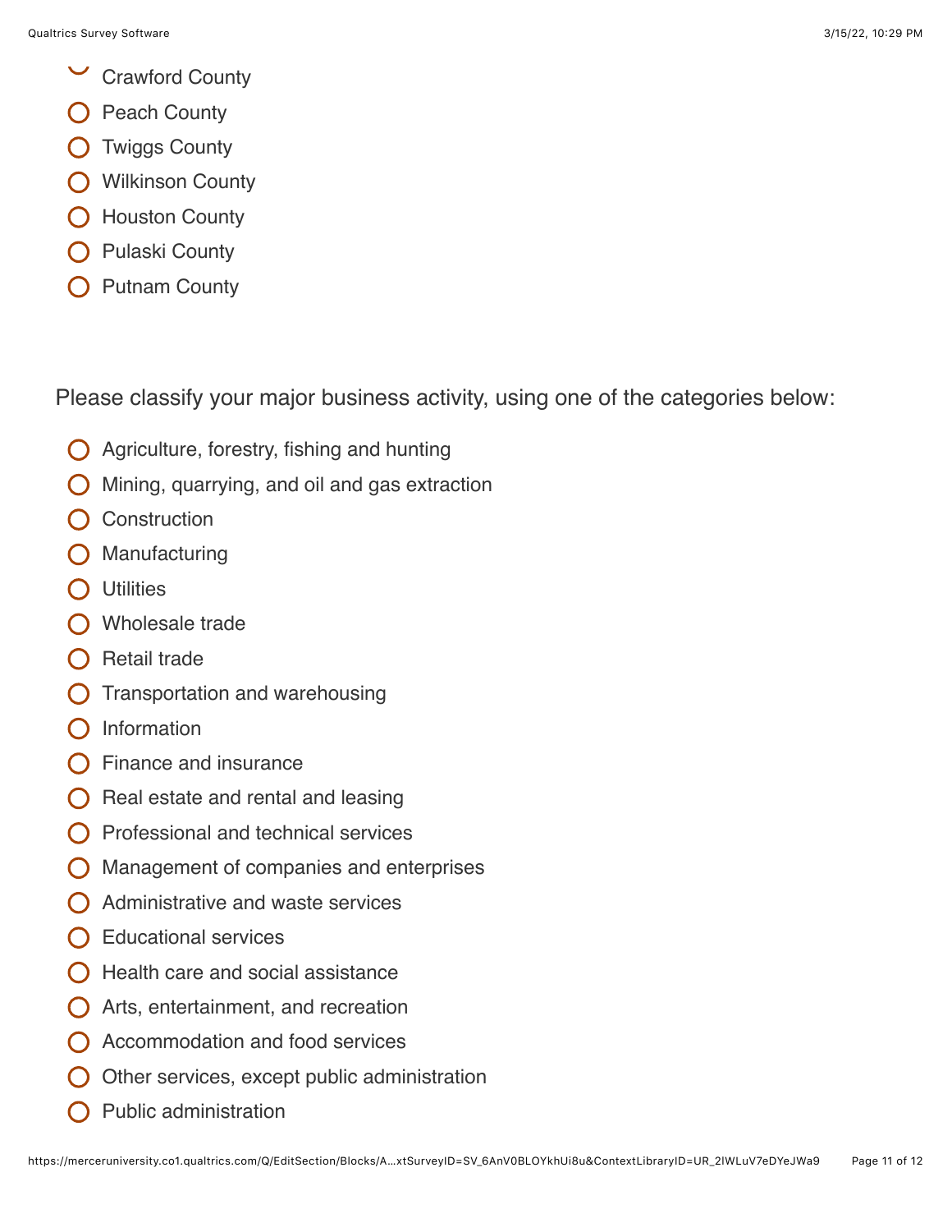- Crawford County
- Peach County
- Twiggs County
- Wilkinson County
- Houston County
- Pulaski County
- Putnam County

Please classify your major business activity, using one of the categories below:

- Agriculture, forestry, fishing and hunting
- Mining, quarrying, and oil and gas extraction
- Construction
- Manufacturing
- Utilities
- Wholesale trade
- Retail trade
- Transportation and warehousing
- Information
- Finance and insurance
- Real estate and rental and leasing
- Professional and technical services
- Management of companies and enterprises
- Administrative and waste services
- Educational services
- Health care and social assistance
- Arts, entertainment, and recreation
- Accommodation and food services
- Other services, except public administration
- Public administration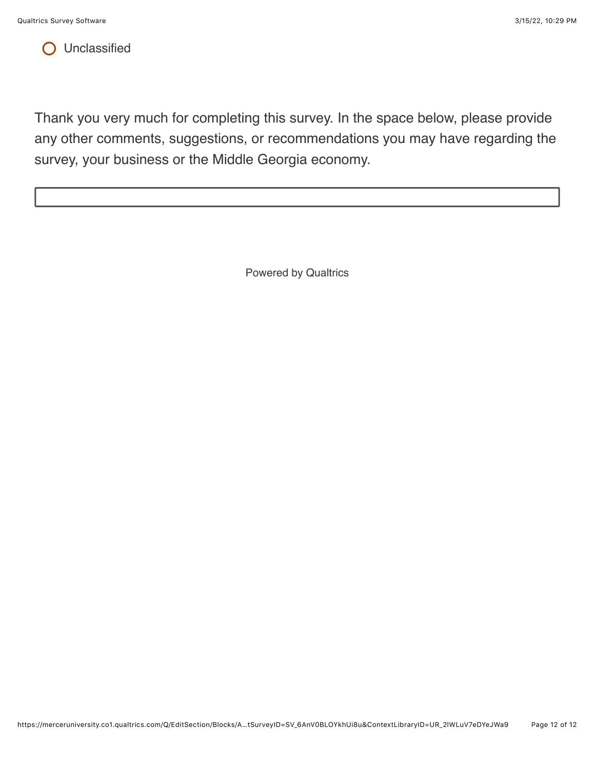- ○ Unclassified

Thank you very much for completing this survey. In the space below, please provide any other comments, suggestions, or recommendations you may have regarding the survey, your business or the Middle Georgia economy.

Powered by Qualtrics